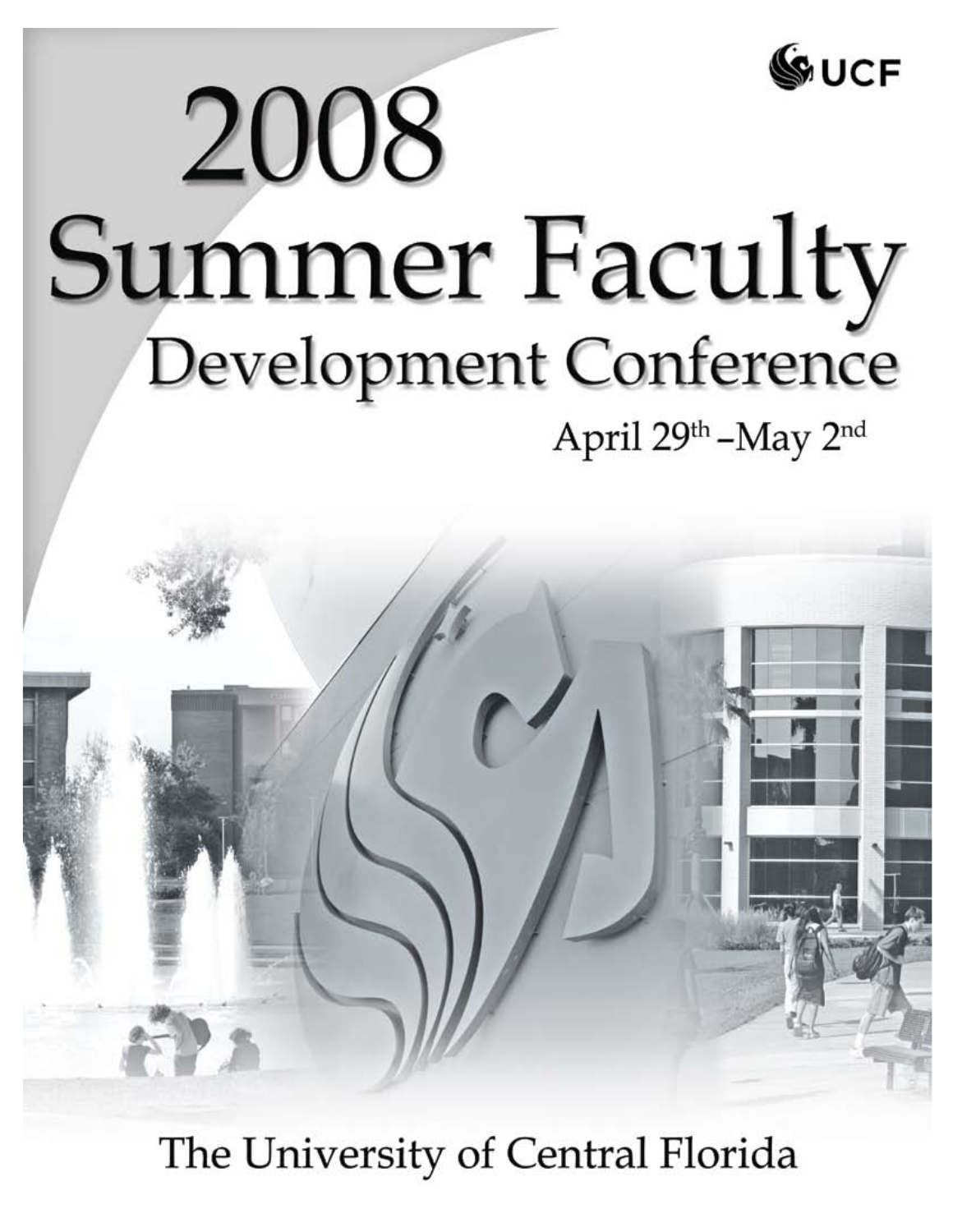UCF

# 2008 Summer Faculty Development Conference

April 29th – May 2nd

The University of Central Florida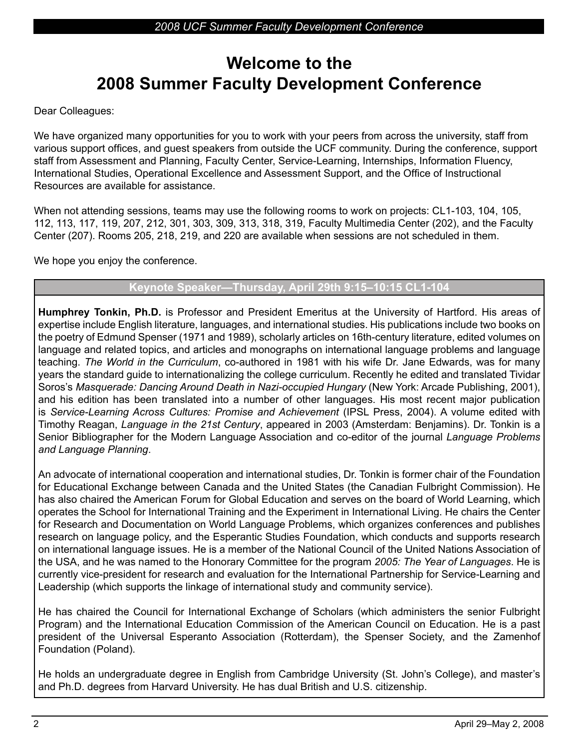# Welcome to the 2008 Summer Faculty Development Conference

Dear Colleagues:

We have organized many opportunities for you to work with your peers from across the university, staff from various support offices, and guest speakers from outside the UCF community. During the conference, support staff from Assessment and Planning, Faculty Center, Service-Learning, Internships, Information Fluency, International Studies, Operational Excellence and Assessment Support, and the Office of Instructional Resources are available for assistance.

When not attending sessions, teams may use the following rooms to work on projects: CL1-103, 104, 105, 112, 113, 117, 119, 207, 212, 301, 303, 309, 313, 318, 319, Faculty Multimedia Center (202), and the Faculty Center (207). Rooms 205, 218, 219, and 220 are available when sessions are not scheduled in them.

We hope you enjoy the conference.

## Keynote Speaker—Thursday, April 29th 9:15–10:15 CL1-104

**Humphrey Tonkin, Ph.D.** is Professor and President Emeritus at the University of Hartford. His areas of expertise include English literature, languages, and international studies. His publications include two books on the poetry of Edmund Spenser (1971 and 1989), scholarly articles on 16th-century literature, edited volumes on language and related topics, and articles and monographs on international language problems and language teaching. *The World in the Curriculum*, co-authored in 1981 with his wife Dr. Jane Edwards, was for many years the standard guide to internationalizing the college curriculum. Recently he edited and translated Tividar Soros's *Masquerade: Dancing Around Death in Nazi-occupied Hungary* (New York: Arcade Publishing, 2001), and his edition has been translated into a number of other languages. His most recent major publication is *Service-Learning Across Cultures: Promise and Achievement* (IPSL Press, 2004). A volume edited with Timothy Reagan, *Language in the 21st Century*, appeared in 2003 (Amsterdam: Benjamins). Dr. Tonkin is a Senior Bibliographer for the Modern Language Association and co-editor of the journal *Language Problems and Language Planning*.

An advocate of international cooperation and international studies, Dr. Tonkin is former chair of the Foundation for Educational Exchange between Canada and the United States (the Canadian Fulbright Commission). He has also chaired the American Forum for Global Education and serves on the board of World Learning, which operates the School for International Training and the Experiment in International Living. He chairs the Center for Research and Documentation on World Language Problems, which organizes conferences and publishes research on language policy, and the Esperantic Studies Foundation, which conducts and supports research on international language issues. He is a member of the National Council of the United Nations Association of the USA, and he was named to the Honorary Committee for the program *2005: The Year of Languages*. He is currently vice-president for research and evaluation for the International Partnership for Service-Learning and Leadership (which supports the linkage of international study and community service).

He has chaired the Council for International Exchange of Scholars (which administers the senior Fulbright Program) and the International Education Commission of the American Council on Education. He is a past president of the Universal Esperanto Association (Rotterdam), the Spenser Society, and the Zamenhof Foundation (Poland).

He holds an undergraduate degree in English from Cambridge University (St. John's College), and master's and Ph.D. degrees from Harvard University. He has dual British and U.S. citizenship.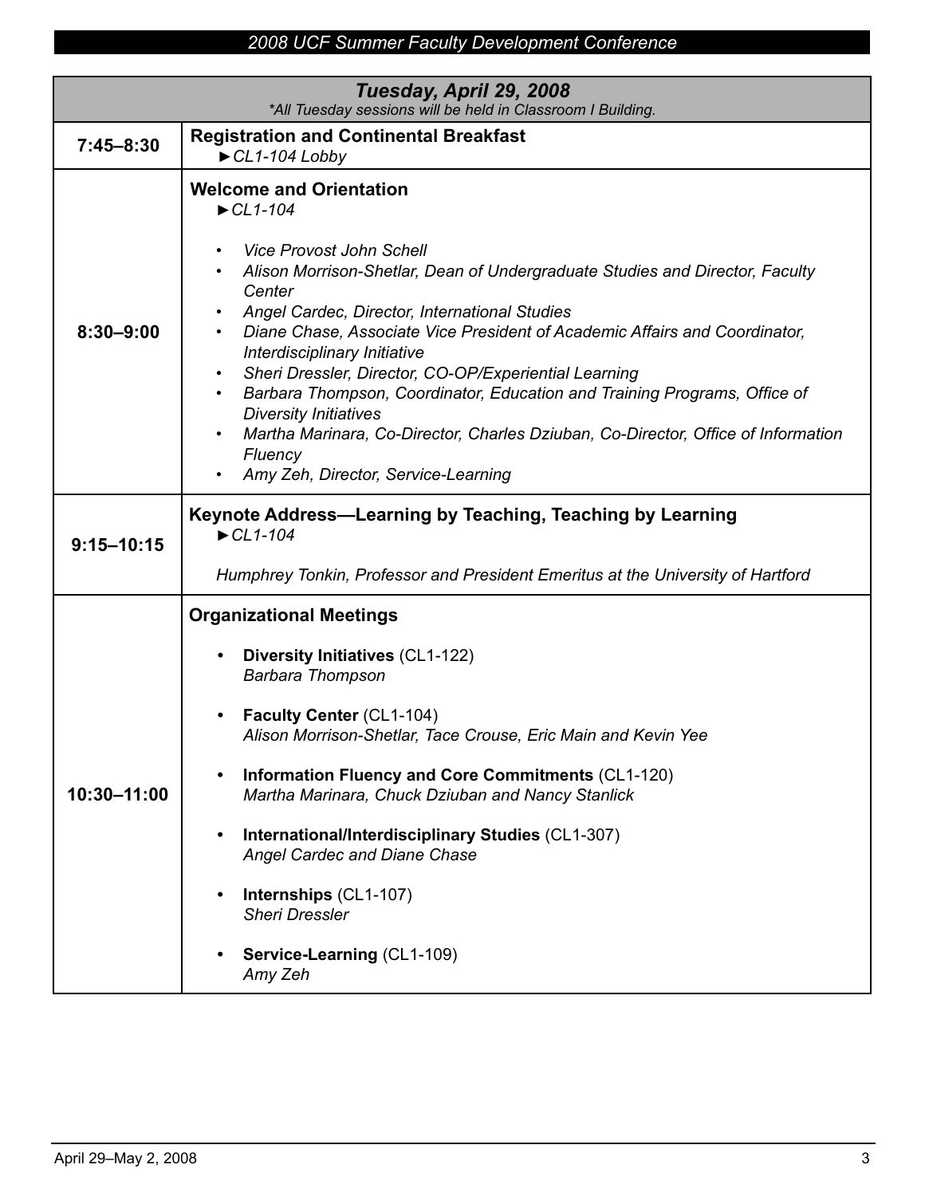| **Tuesday, April 29, 2008** *All Tuesday sessions will be held in Classroom I Building.* | |
|---|---|
| **7:45–8:30** | **Registration and Continental Breakfast** ►*CL1-104 Lobby* |
| **8:30–9:00** | **Welcome and Orientation** ►*CL1-104* <br> • *Vice Provost John Schell* <br> • *Alison Morrison-Shetlar, Dean of Undergraduate Studies and Director, Faculty Center* <br> • *Angel Cardec, Director, International Studies* <br> • *Diane Chase, Associate Vice President of Academic Affairs and Coordinator, Interdisciplinary Initiative* <br> • *Sheri Dressler, Director, CO-OP/Experiential Learning* <br> • *Barbara Thompson, Coordinator, Education and Training Programs, Office of Diversity Initiatives* <br> • *Martha Marinara, Co-Director, Charles Dziuban, Co-Director, Office of Information Fluency* <br> • *Amy Zeh, Director, Service-Learning* |
| **9:15–10:15** | **Keynote Address—Learning by Teaching, Teaching by Learning** ►*CL1-104* <br> *Humphrey Tonkin, Professor and President Emeritus at the University of Hartford* |
| **10:30–11:00** | **Organizational Meetings** <br> • **Diversity Initiatives** (CL1-122) *Barbara Thompson* <br> • **Faculty Center** (CL1-104) *Alison Morrison-Shetlar, Tace Crouse, Eric Main and Kevin Yee* <br> • **Information Fluency and Core Commitments** (CL1-120) *Martha Marinara, Chuck Dziuban and Nancy Stanlick* <br> • **International/Interdisciplinary Studies** (CL1-307) *Angel Cardec and Diane Chase* <br> • **Internships** (CL1-107) *Sheri Dressler* <br> • **Service-Learning** (CL1-109) *Amy Zeh* |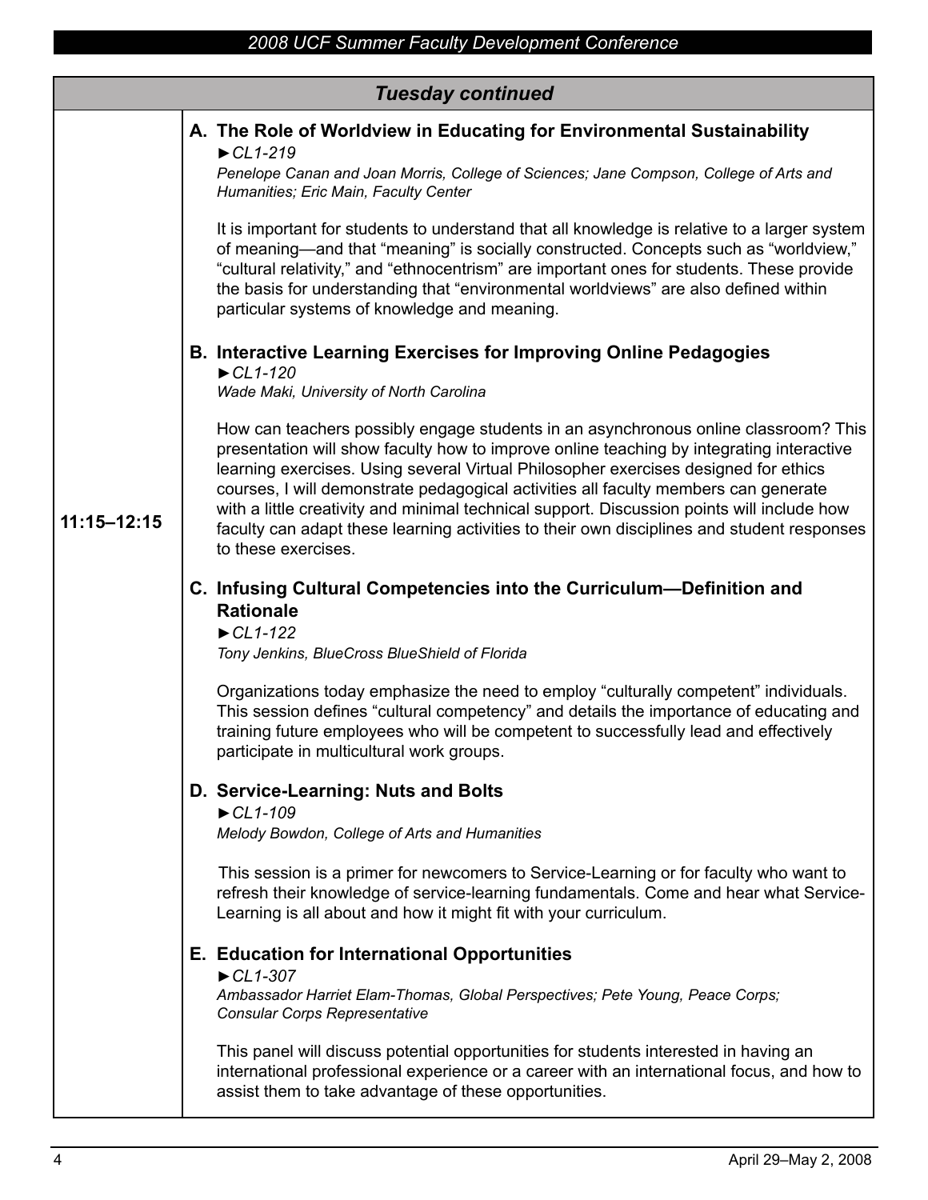## Tuesday continued

### 11:15–12:15

**A. The Role of Worldview in Educating for Environmental Sustainability**

►*CL1-219*

*Penelope Canan and Joan Morris, College of Sciences; Jane Compson, College of Arts and Humanities; Eric Main, Faculty Center*

It is important for students to understand that all knowledge is relative to a larger system of meaning—and that "meaning" is socially constructed. Concepts such as "worldview," "cultural relativity," and "ethnocentrism" are important ones for students. These provide the basis for understanding that "environmental worldviews" are also defined within particular systems of knowledge and meaning.

**B. Interactive Learning Exercises for Improving Online Pedagogies**

►*CL1-120*

*Wade Maki, University of North Carolina*

How can teachers possibly engage students in an asynchronous online classroom? This presentation will show faculty how to improve online teaching by integrating interactive learning exercises. Using several Virtual Philosopher exercises designed for ethics courses, I will demonstrate pedagogical activities all faculty members can generate with a little creativity and minimal technical support. Discussion points will include how faculty can adapt these learning activities to their own disciplines and student responses to these exercises.

**C. Infusing Cultural Competencies into the Curriculum—Definition and Rationale**

►*CL1-122*

*Tony Jenkins, BlueCross BlueShield of Florida*

Organizations today emphasize the need to employ "culturally competent" individuals. This session defines "cultural competency" and details the importance of educating and training future employees who will be competent to successfully lead and effectively participate in multicultural work groups.

**D. Service-Learning: Nuts and Bolts**

►*CL1-109*

*Melody Bowdon, College of Arts and Humanities*

This session is a primer for newcomers to Service-Learning or for faculty who want to refresh their knowledge of service-learning fundamentals. Come and hear what Service-Learning is all about and how it might fit with your curriculum.

**E. Education for International Opportunities**

►*CL1-307*

*Ambassador Harriet Elam-Thomas, Global Perspectives; Pete Young, Peace Corps; Consular Corps Representative*

This panel will discuss potential opportunities for students interested in having an international professional experience or a career with an international focus, and how to assist them to take advantage of these opportunities.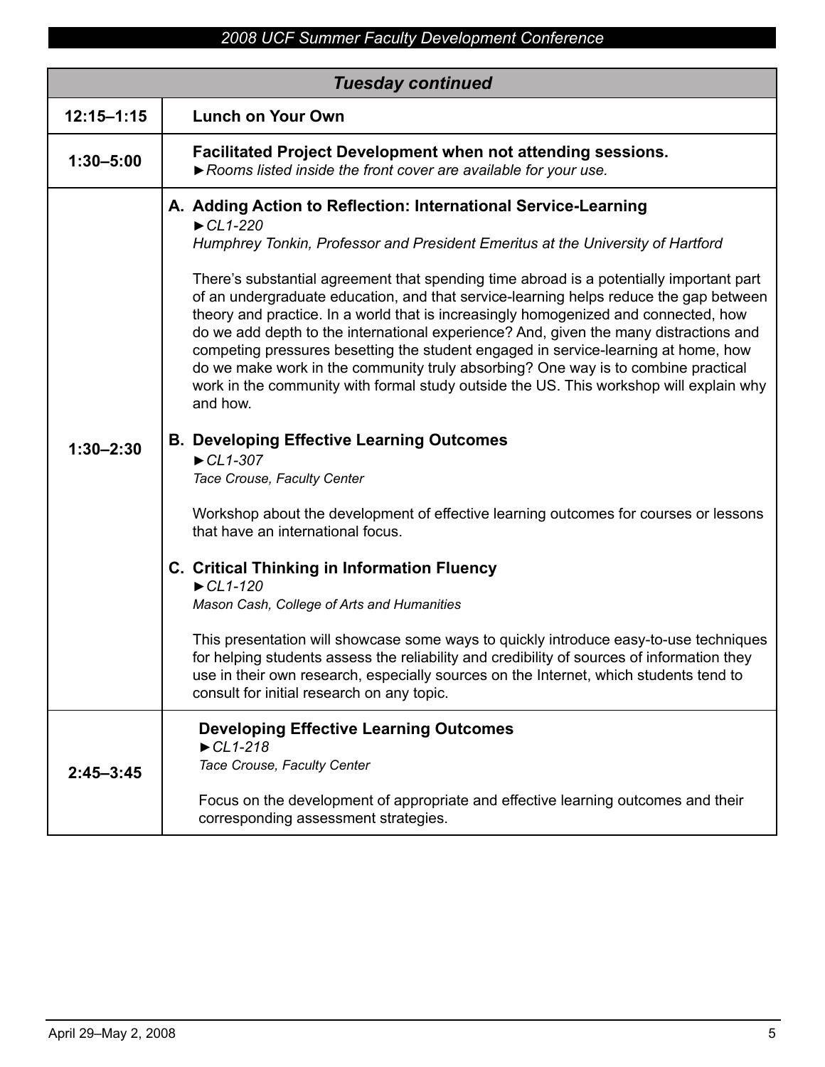| Tuesday continued | |
|---|---|
| 12:15–1:15 | **Lunch on Your Own** |
| 1:30–5:00 | **Facilitated Project Development when not attending sessions.** ►*Rooms listed inside the front cover are available for your use.* |
| 1:30–2:30 | **A. Adding Action to Reflection: International Service-Learning** ►*CL1-220* *Humphrey Tonkin, Professor and President Emeritus at the University of Hartford* There's substantial agreement that spending time abroad is a potentially important part of an undergraduate education, and that service-learning helps reduce the gap between theory and practice. In a world that is increasingly homogenized and connected, how do we add depth to the international experience? And, given the many distractions and competing pressures besetting the student engaged in service-learning at home, how do we make work in the community truly absorbing? One way is to combine practical work in the community with formal study outside the US. This workshop will explain why and how. **B. Developing Effective Learning Outcomes** ►*CL1-307* *Tace Crouse, Faculty Center* Workshop about the development of effective learning outcomes for courses or lessons that have an international focus. **C. Critical Thinking in Information Fluency** ►*CL1-120* *Mason Cash, College of Arts and Humanities* This presentation will showcase some ways to quickly introduce easy-to-use techniques for helping students assess the reliability and credibility of sources of information they use in their own research, especially sources on the Internet, which students tend to consult for initial research on any topic. |
| 2:45–3:45 | **Developing Effective Learning Outcomes** ►*CL1-218* *Tace Crouse, Faculty Center* Focus on the development of appropriate and effective learning outcomes and their corresponding assessment strategies. |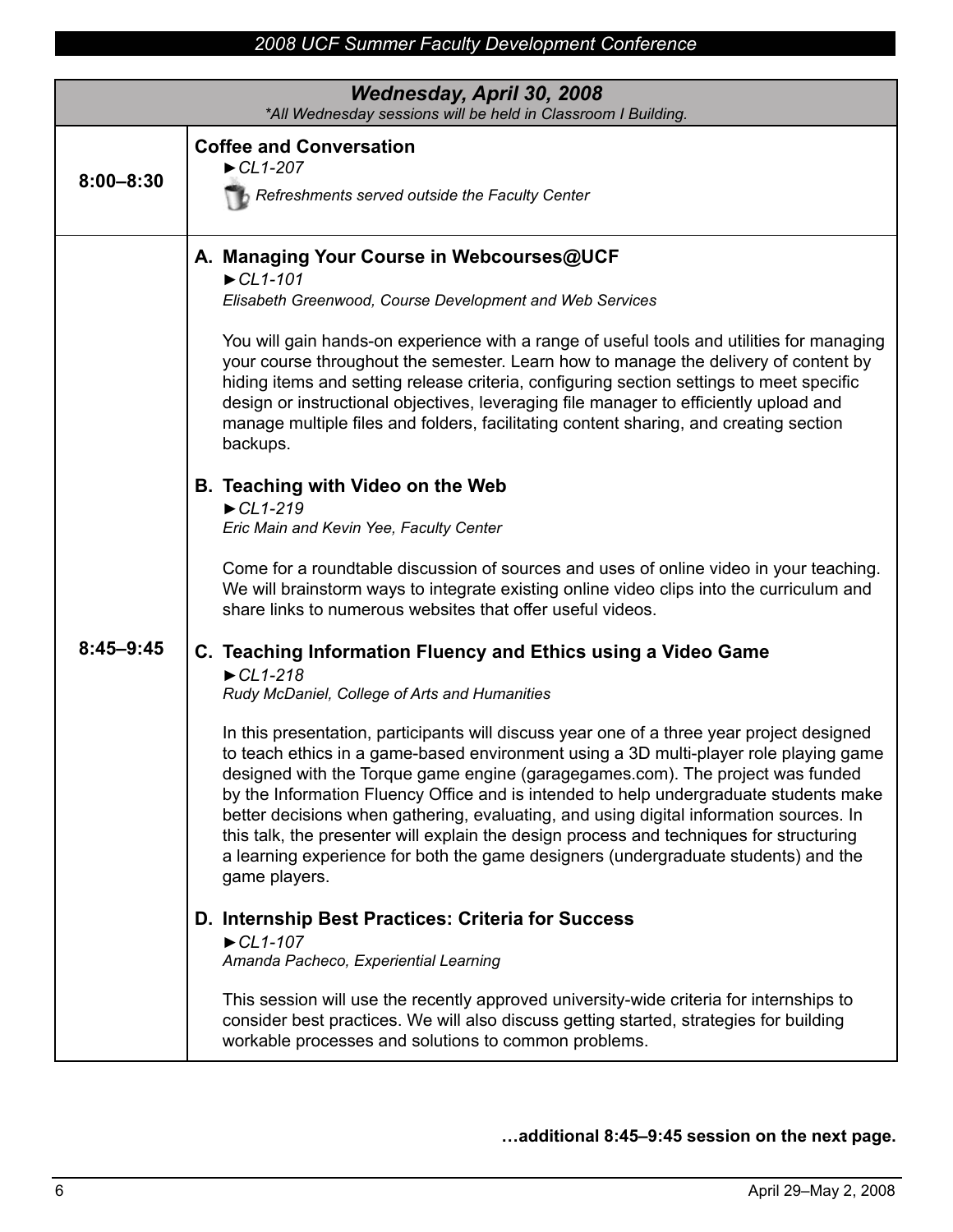## Wednesday, April 30, 2008

*\*All Wednesday sessions will be held in Classroom I Building.*

### 8:00–8:30

**Coffee and Conversation**

►*CL1-207*

*Refreshments served outside the Faculty Center*

### 8:45–9:45

**A. Managing Your Course in Webcourses@UCF**

►*CL1-101*

*Elisabeth Greenwood, Course Development and Web Services*

You will gain hands-on experience with a range of useful tools and utilities for managing your course throughout the semester. Learn how to manage the delivery of content by hiding items and setting release criteria, configuring section settings to meet specific design or instructional objectives, leveraging file manager to efficiently upload and manage multiple files and folders, facilitating content sharing, and creating section backups.

**B. Teaching with Video on the Web**

►*CL1-219*

*Eric Main and Kevin Yee, Faculty Center*

Come for a roundtable discussion of sources and uses of online video in your teaching. We will brainstorm ways to integrate existing online video clips into the curriculum and share links to numerous websites that offer useful videos.

**C. Teaching Information Fluency and Ethics using a Video Game**

►*CL1-218*

*Rudy McDaniel, College of Arts and Humanities*

In this presentation, participants will discuss year one of a three year project designed to teach ethics in a game-based environment using a 3D multi-player role playing game designed with the Torque game engine (garagegames.com). The project was funded by the Information Fluency Office and is intended to help undergraduate students make better decisions when gathering, evaluating, and using digital information sources. In this talk, the presenter will explain the design process and techniques for structuring a learning experience for both the game designers (undergraduate students) and the game players.

**D. Internship Best Practices: Criteria for Success**

►*CL1-107*

*Amanda Pacheco, Experiential Learning*

This session will use the recently approved university-wide criteria for internships to consider best practices. We will also discuss getting started, strategies for building workable processes and solutions to common problems.

**…additional 8:45–9:45 session on the next page.**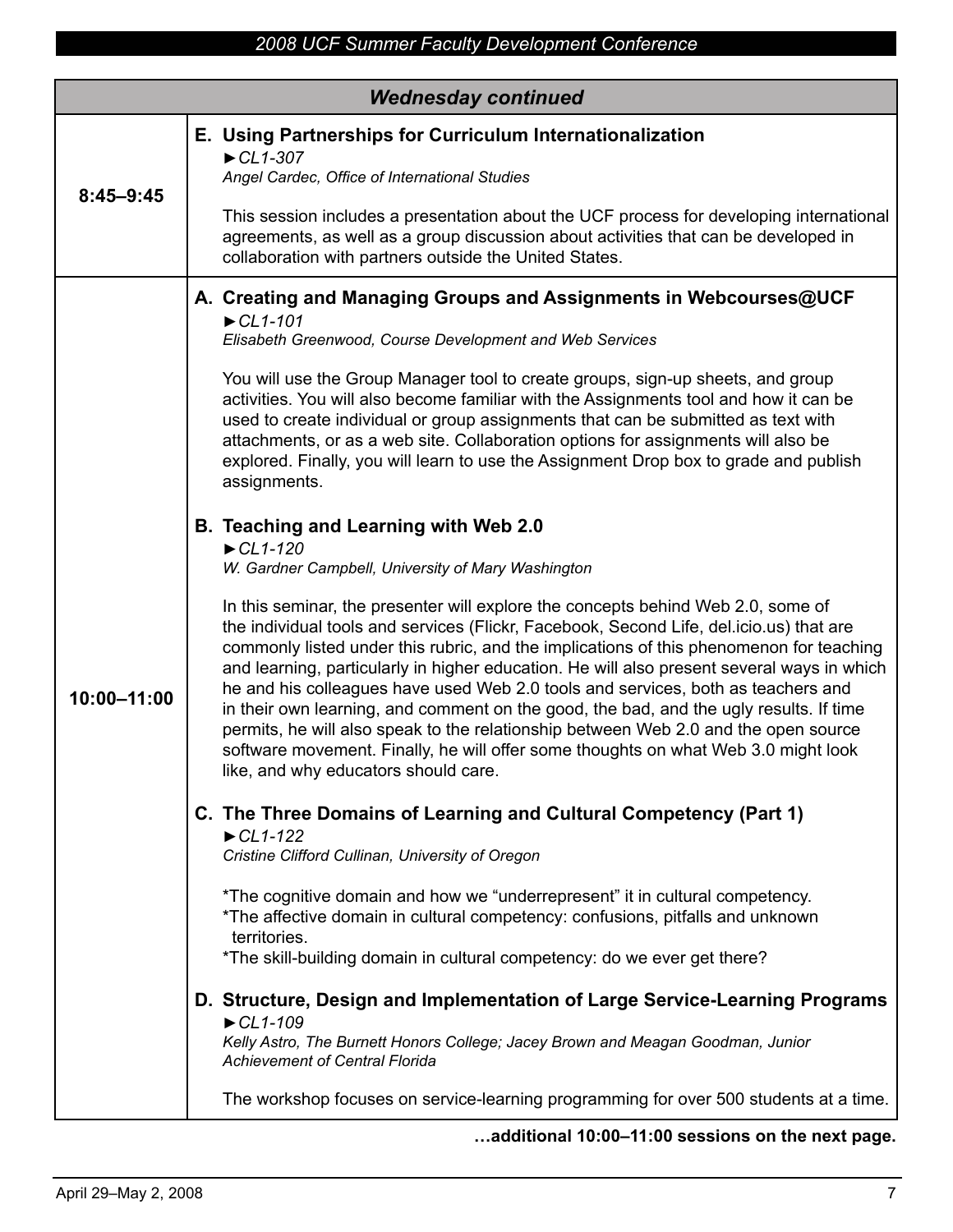## Wednesday continued

### 8:45–9:45

**E. Using Partnerships for Curriculum Internationalization**
*►CL1-307*
*Angel Cardec, Office of International Studies*

This session includes a presentation about the UCF process for developing international agreements, as well as a group discussion about activities that can be developed in collaboration with partners outside the United States.

### 10:00–11:00

**A. Creating and Managing Groups and Assignments in Webcourses@UCF**
*►CL1-101*
*Elisabeth Greenwood, Course Development and Web Services*

You will use the Group Manager tool to create groups, sign-up sheets, and group activities. You will also become familiar with the Assignments tool and how it can be used to create individual or group assignments that can be submitted as text with attachments, or as a web site. Collaboration options for assignments will also be explored. Finally, you will learn to use the Assignment Drop box to grade and publish assignments.

**B. Teaching and Learning with Web 2.0**
*►CL1-120*
*W. Gardner Campbell, University of Mary Washington*

In this seminar, the presenter will explore the concepts behind Web 2.0, some of the individual tools and services (Flickr, Facebook, Second Life, del.icio.us) that are commonly listed under this rubric, and the implications of this phenomenon for teaching and learning, particularly in higher education. He will also present several ways in which he and his colleagues have used Web 2.0 tools and services, both as teachers and in their own learning, and comment on the good, the bad, and the ugly results. If time permits, he will also speak to the relationship between Web 2.0 and the open source software movement. Finally, he will offer some thoughts on what Web 3.0 might look like, and why educators should care.

**C. The Three Domains of Learning and Cultural Competency (Part 1)**
*►CL1-122*
*Cristine Clifford Cullinan, University of Oregon*

*The cognitive domain and how we "underrepresent" it in cultural competency.
*The affective domain in cultural competency: confusions, pitfalls and unknown territories.
*The skill-building domain in cultural competency: do we ever get there?

**D. Structure, Design and Implementation of Large Service-Learning Programs**
*►CL1-109*
*Kelly Astro, The Burnett Honors College; Jacey Brown and Meagan Goodman, Junior Achievement of Central Florida*

The workshop focuses on service-learning programming for over 500 students at a time.

**…additional 10:00–11:00 sessions on the next page.**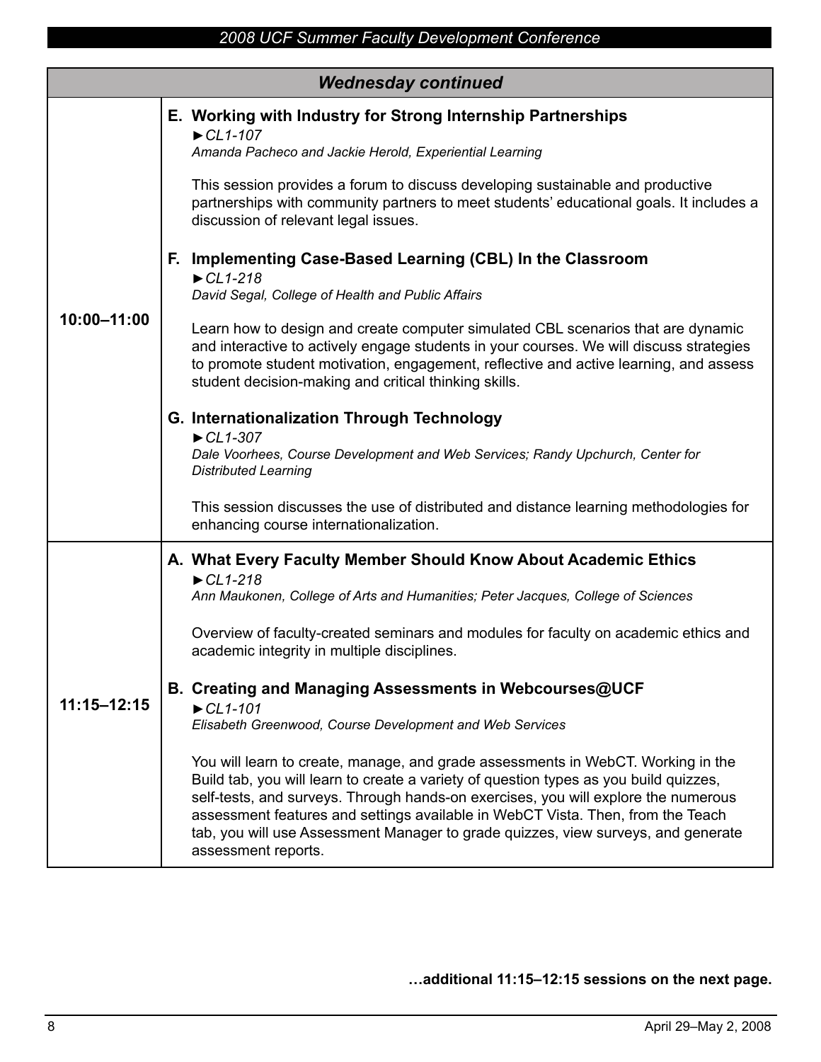## Wednesday continued

### 10:00–11:00

**E. Working with Industry for Strong Internship Partnerships**
*►CL1-107*
*Amanda Pacheco and Jackie Herold, Experiential Learning*

This session provides a forum to discuss developing sustainable and productive partnerships with community partners to meet students' educational goals. It includes a discussion of relevant legal issues.

**F. Implementing Case-Based Learning (CBL) In the Classroom**
*►CL1-218*
*David Segal, College of Health and Public Affairs*

Learn how to design and create computer simulated CBL scenarios that are dynamic and interactive to actively engage students in your courses. We will discuss strategies to promote student motivation, engagement, reflective and active learning, and assess student decision-making and critical thinking skills.

**G. Internationalization Through Technology**
*►CL1-307*
*Dale Voorhees, Course Development and Web Services; Randy Upchurch, Center for Distributed Learning*

This session discusses the use of distributed and distance learning methodologies for enhancing course internationalization.

### 11:15–12:15

**A. What Every Faculty Member Should Know About Academic Ethics**
*►CL1-218*
*Ann Maukonen, College of Arts and Humanities; Peter Jacques, College of Sciences*

Overview of faculty-created seminars and modules for faculty on academic ethics and academic integrity in multiple disciplines.

**B. Creating and Managing Assessments in Webcourses@UCF**
*►CL1-101*
*Elisabeth Greenwood, Course Development and Web Services*

You will learn to create, manage, and grade assessments in WebCT. Working in the Build tab, you will learn to create a variety of question types as you build quizzes, self-tests, and surveys. Through hands-on exercises, you will explore the numerous assessment features and settings available in WebCT Vista. Then, from the Teach tab, you will use Assessment Manager to grade quizzes, view surveys, and generate assessment reports.

**…additional 11:15–12:15 sessions on the next page.**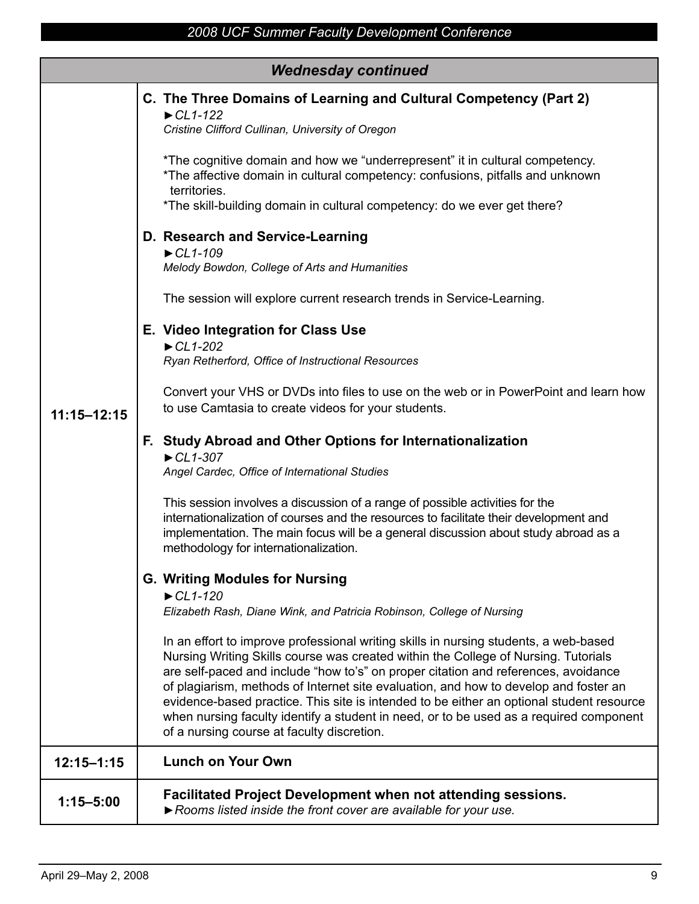## Wednesday continued

**11:15–12:15**

### C. The Three Domains of Learning and Cultural Competency (Part 2)

►*CL1-122*

*Cristine Clifford Cullinan, University of Oregon*

*The cognitive domain and how we "underrepresent" it in cultural competency.
*The affective domain in cultural competency: confusions, pitfalls and unknown territories.
*The skill-building domain in cultural competency: do we ever get there?

### D. Research and Service-Learning

►*CL1-109*

*Melody Bowdon, College of Arts and Humanities*

The session will explore current research trends in Service-Learning.

### E. Video Integration for Class Use

►*CL1-202*

*Ryan Retherford, Office of Instructional Resources*

Convert your VHS or DVDs into files to use on the web or in PowerPoint and learn how to use Camtasia to create videos for your students.

### F. Study Abroad and Other Options for Internationalization

►*CL1-307*

*Angel Cardec, Office of International Studies*

This session involves a discussion of a range of possible activities for the internationalization of courses and the resources to facilitate their development and implementation. The main focus will be a general discussion about study abroad as a methodology for internationalization.

### G. Writing Modules for Nursing

►*CL1-120*

*Elizabeth Rash, Diane Wink, and Patricia Robinson, College of Nursing*

In an effort to improve professional writing skills in nursing students, a web-based Nursing Writing Skills course was created within the College of Nursing. Tutorials are self-paced and include "how to's" on proper citation and references, avoidance of plagiarism, methods of Internet site evaluation, and how to develop and foster an evidence-based practice. This site is intended to be either an optional student resource when nursing faculty identify a student in need, or to be used as a required component of a nursing course at faculty discretion.

**12:15–1:15** — **Lunch on Your Own**

**1:15–5:00** — **Facilitated Project Development when not attending sessions.**

►*Rooms listed inside the front cover are available for your use.*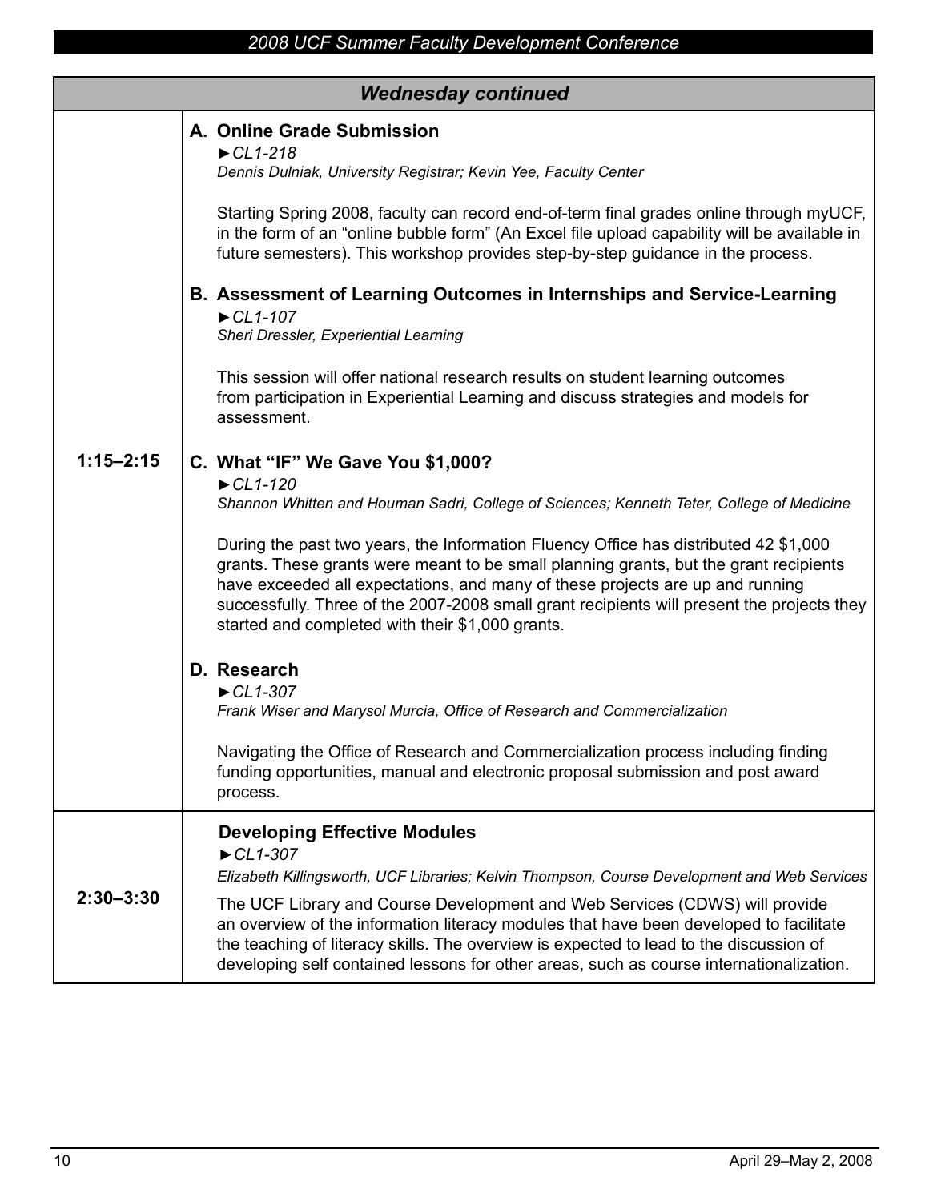## Wednesday continued

### 1:15–2:15

**A. Online Grade Submission**
►*CL1-218*
*Dennis Dulniak, University Registrar; Kevin Yee, Faculty Center*

Starting Spring 2008, faculty can record end-of-term final grades online through myUCF, in the form of an "online bubble form" (An Excel file upload capability will be available in future semesters). This workshop provides step-by-step guidance in the process.

**B. Assessment of Learning Outcomes in Internships and Service-Learning**
►*CL1-107*
*Sheri Dressler, Experiential Learning*

This session will offer national research results on student learning outcomes from participation in Experiential Learning and discuss strategies and models for assessment.

**C. What "IF" We Gave You $1,000?**
►*CL1-120*
*Shannon Whitten and Houman Sadri, College of Sciences; Kenneth Teter, College of Medicine*

During the past two years, the Information Fluency Office has distributed 42 $1,000 grants. These grants were meant to be small planning grants, but the grant recipients have exceeded all expectations, and many of these projects are up and running successfully. Three of the 2007-2008 small grant recipients will present the projects they started and completed with their $1,000 grants.

**D. Research**
►*CL1-307*
*Frank Wiser and Marysol Murcia, Office of Research and Commercialization*

Navigating the Office of Research and Commercialization process including finding funding opportunities, manual and electronic proposal submission and post award process.

### 2:30–3:30

**Developing Effective Modules**
►*CL1-307*
*Elizabeth Killingsworth, UCF Libraries; Kelvin Thompson, Course Development and Web Services*

The UCF Library and Course Development and Web Services (CDWS) will provide an overview of the information literacy modules that have been developed to facilitate the teaching of literacy skills. The overview is expected to lead to the discussion of developing self contained lessons for other areas, such as course internationalization.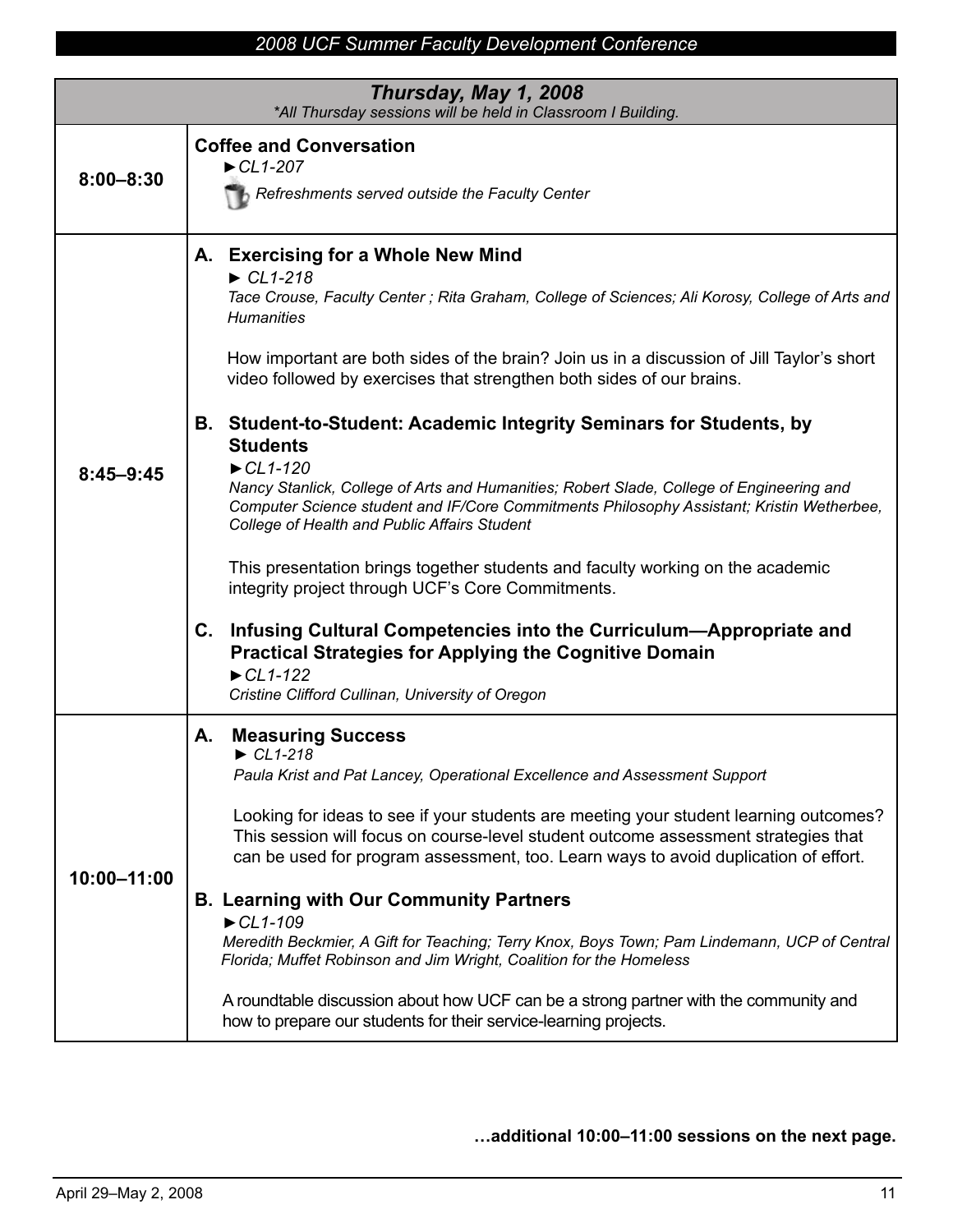## Thursday, May 1, 2008

*\*All Thursday sessions will be held in Classroom I Building.*

| Time | Session |
|---|---|
| 8:00–8:30 | **Coffee and Conversation**<br>►*CL1-207*<br>*Refreshments served outside the Faculty Center* |
| 8:45–9:45 | **A. Exercising for a Whole New Mind**<br>► *CL1-218*<br>*Tace Crouse, Faculty Center ; Rita Graham, College of Sciences; Ali Korosy, College of Arts and Humanities*<br><br>How important are both sides of the brain? Join us in a discussion of Jill Taylor's short video followed by exercises that strengthen both sides of our brains.<br><br>**B. Student-to-Student: Academic Integrity Seminars for Students, by Students**<br>►*CL1-120*<br>*Nancy Stanlick, College of Arts and Humanities; Robert Slade, College of Engineering and Computer Science student and IF/Core Commitments Philosophy Assistant; Kristin Wetherbee, College of Health and Public Affairs Student*<br><br>This presentation brings together students and faculty working on the academic integrity project through UCF's Core Commitments.<br><br>**C. Infusing Cultural Competencies into the Curriculum—Appropriate and Practical Strategies for Applying the Cognitive Domain**<br>►*CL1-122*<br>*Cristine Clifford Cullinan, University of Oregon* |
| 10:00–11:00 | **A. Measuring Success**<br>► *CL1-218*<br>*Paula Krist and Pat Lancey, Operational Excellence and Assessment Support*<br><br>Looking for ideas to see if your students are meeting your student learning outcomes? This session will focus on course-level student outcome assessment strategies that can be used for program assessment, too. Learn ways to avoid duplication of effort.<br><br>**B. Learning with Our Community Partners**<br>►*CL1-109*<br>*Meredith Beckmier, A Gift for Teaching; Terry Knox, Boys Town; Pam Lindemann, UCP of Central Florida; Muffet Robinson and Jim Wright, Coalition for the Homeless*<br><br>A roundtable discussion about how UCF can be a strong partner with the community and how to prepare our students for their service-learning projects. |

**…additional 10:00–11:00 sessions on the next page.**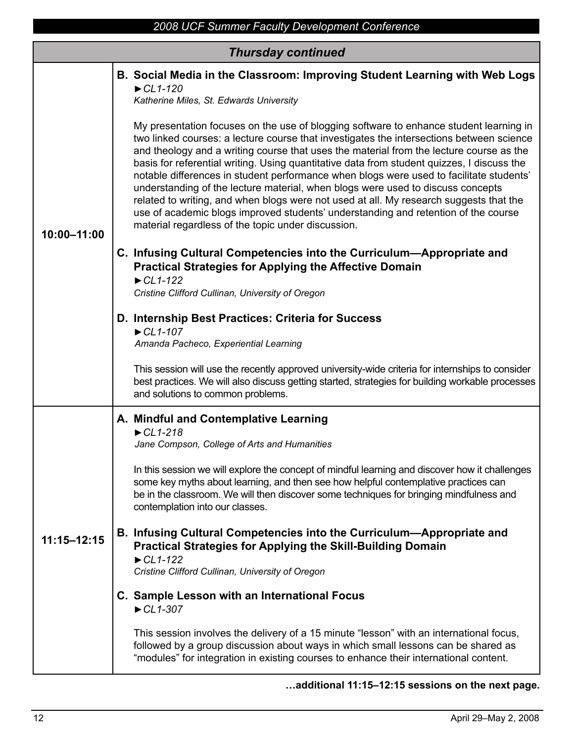## Thursday continued

### 10:00–11:00

**B. Social Media in the Classroom: Improving Student Learning with Web Logs**
*►CL1-120*
*Katherine Miles, St. Edwards University*

My presentation focuses on the use of blogging software to enhance student learning in two linked courses: a lecture course that investigates the intersections between science and theology and a writing course that uses the material from the lecture course as the basis for referential writing. Using quantitative data from student quizzes, I discuss the notable differences in student performance when blogs were used to facilitate students' understanding of the lecture material, when blogs were used to discuss concepts related to writing, and when blogs were not used at all. My research suggests that the use of academic blogs improved students' understanding and retention of the course material regardless of the topic under discussion.

**C. Infusing Cultural Competencies into the Curriculum—Appropriate and Practical Strategies for Applying the Affective Domain**
*►CL1-122*
*Cristine Clifford Cullinan, University of Oregon*

**D. Internship Best Practices: Criteria for Success**
*►CL1-107*
*Amanda Pacheco, Experiential Learning*

This session will use the recently approved university-wide criteria for internships to consider best practices. We will also discuss getting started, strategies for building workable processes and solutions to common problems.

### 11:15–12:15

**A. Mindful and Contemplative Learning**
*►CL1-218*
*Jane Compson, College of Arts and Humanities*

In this session we will explore the concept of mindful learning and discover how it challenges some key myths about learning, and then see how helpful contemplative practices can be in the classroom. We will then discover some techniques for bringing mindfulness and contemplation into our classes.

**B. Infusing Cultural Competencies into the Curriculum—Appropriate and Practical Strategies for Applying the Skill-Building Domain**
*►CL1-122*
*Cristine Clifford Cullinan, University of Oregon*

**C. Sample Lesson with an International Focus**
*►CL1-307*

This session involves the delivery of a 15 minute "lesson" with an international focus, followed by a group discussion about ways in which small lessons can be shared as "modules" for integration in existing courses to enhance their international content.

**…additional 11:15–12:15 sessions on the next page.**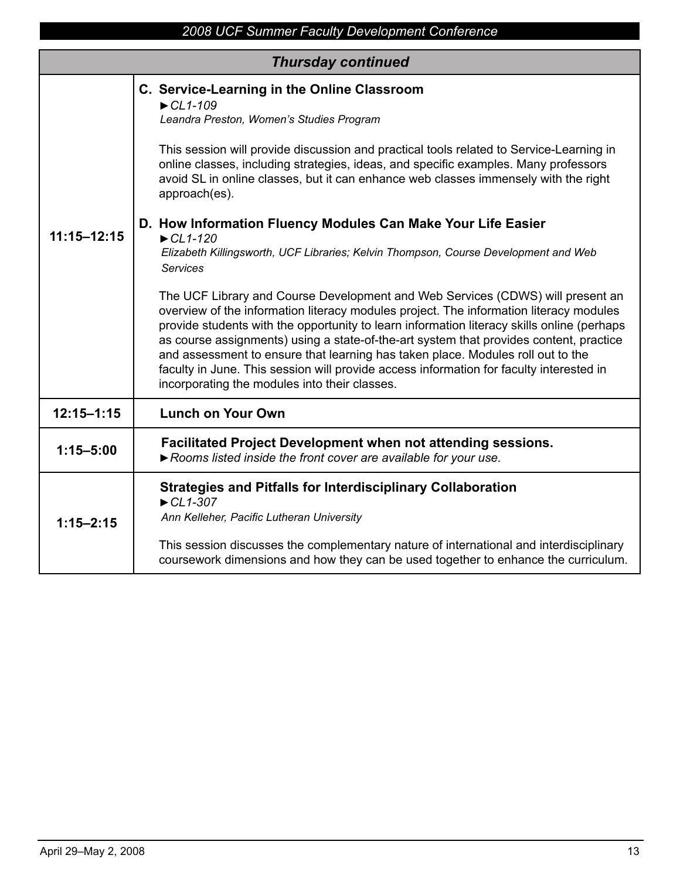## Thursday continued

| Time | Session |
| --- | --- |
| 11:15–12:15 | **C. Service-Learning in the Online Classroom**<br>►*CL1-109*<br>*Leandra Preston, Women's Studies Program*<br><br>This session will provide discussion and practical tools related to Service-Learning in online classes, including strategies, ideas, and specific examples. Many professors avoid SL in online classes, but it can enhance web classes immensely with the right approach(es).<br><br>**D. How Information Fluency Modules Can Make Your Life Easier**<br>►*CL1-120*<br>*Elizabeth Killingsworth, UCF Libraries; Kelvin Thompson, Course Development and Web Services*<br><br>The UCF Library and Course Development and Web Services (CDWS) will present an overview of the information literacy modules project. The information literacy modules provide students with the opportunity to learn information literacy skills online (perhaps as course assignments) using a state-of-the-art system that provides content, practice and assessment to ensure that learning has taken place. Modules roll out to the faculty in June. This session will provide access information for faculty interested in incorporating the modules into their classes. |
| 12:15–1:15 | **Lunch on Your Own** |
| 1:15–5:00 | **Facilitated Project Development when not attending sessions.**<br>►*Rooms listed inside the front cover are available for your use.* |
| 1:15–2:15 | **Strategies and Pitfalls for Interdisciplinary Collaboration**<br>►*CL1-307*<br>*Ann Kelleher, Pacific Lutheran University*<br><br>This session discusses the complementary nature of international and interdisciplinary coursework dimensions and how they can be used together to enhance the curriculum. |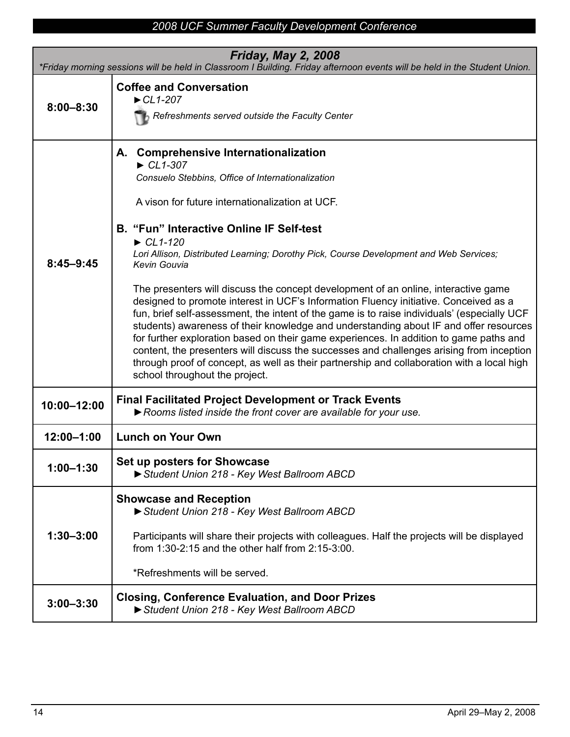## Friday, May 2, 2008

*\*Friday morning sessions will be held in Classroom I Building. Friday afternoon events will be held in the Student Union.*

| Time | Event |
| --- | --- |
| 8:00–8:30 | **Coffee and Conversation**<br>►*CL1-207*<br>*Refreshments served outside the Faculty Center* |
| 8:45–9:45 | **A. Comprehensive Internationalization**<br>► *CL1-307*<br>*Consuelo Stebbins, Office of Internationalization*<br><br>A vison for future internationalization at UCF.<br><br>**B. "Fun" Interactive Online IF Self-test**<br>► *CL1-120*<br>*Lori Allison, Distributed Learning; Dorothy Pick, Course Development and Web Services; Kevin Gouvia*<br><br>The presenters will discuss the concept development of an online, interactive game designed to promote interest in UCF's Information Fluency initiative. Conceived as a fun, brief self-assessment, the intent of the game is to raise individuals' (especially UCF students) awareness of their knowledge and understanding about IF and offer resources for further exploration based on their game experiences. In addition to game paths and content, the presenters will discuss the successes and challenges arising from inception through proof of concept, as well as their partnership and collaboration with a local high school throughout the project. |
| 10:00–12:00 | **Final Facilitated Project Development or Track Events**<br>►*Rooms listed inside the front cover are available for your use.* |
| 12:00–1:00 | **Lunch on Your Own** |
| 1:00–1:30 | **Set up posters for Showcase**<br>►*Student Union 218 - Key West Ballroom ABCD* |
| 1:30–3:00 | **Showcase and Reception**<br>►*Student Union 218 - Key West Ballroom ABCD*<br><br>Participants will share their projects with colleagues. Half the projects will be displayed from 1:30-2:15 and the other half from 2:15-3:00.<br><br>*Refreshments will be served. |
| 3:00–3:30 | **Closing, Conference Evaluation, and Door Prizes**<br>►*Student Union 218 - Key West Ballroom ABCD* |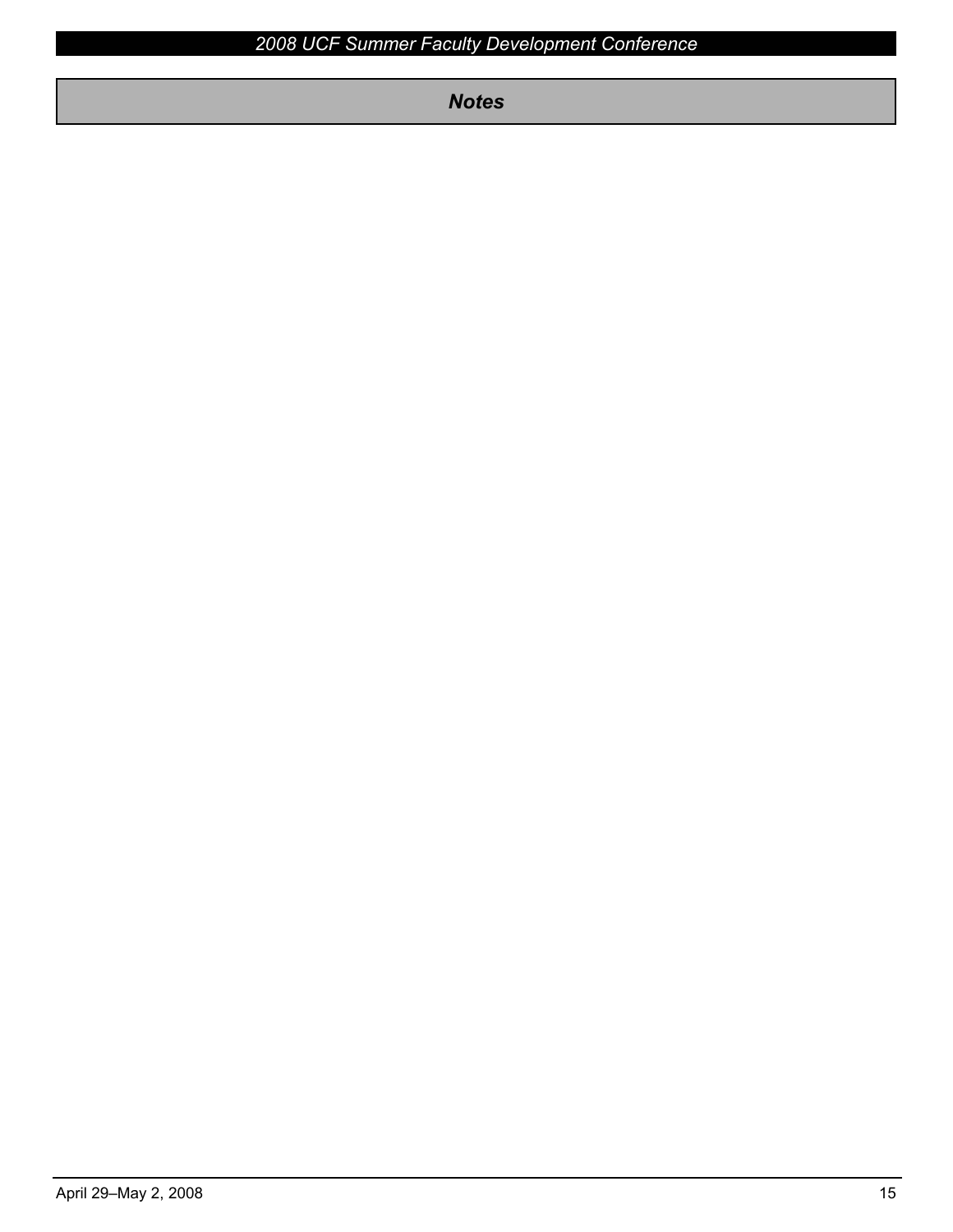## *Notes*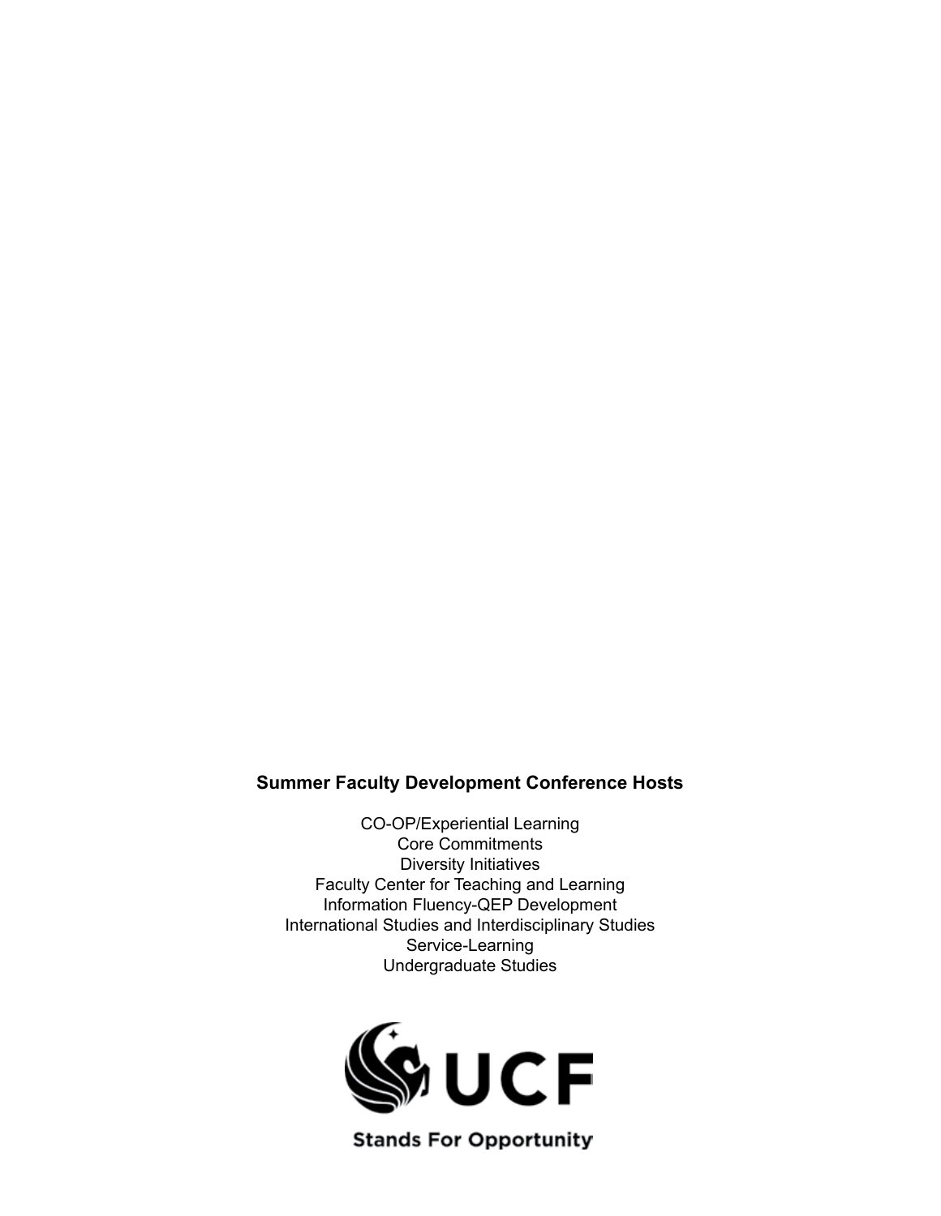**Summary Faculty Development Conference Hosts**

CO-OP/Experiential Learning
Core Commitments
Diversity Initiatives
Faculty Center for Teaching and Learning
Information Fluency-QEP Development
International Studies and Interdisciplinary Studies
Service-Learning
Undergraduate Studies

UCF

Stands For Opportunity